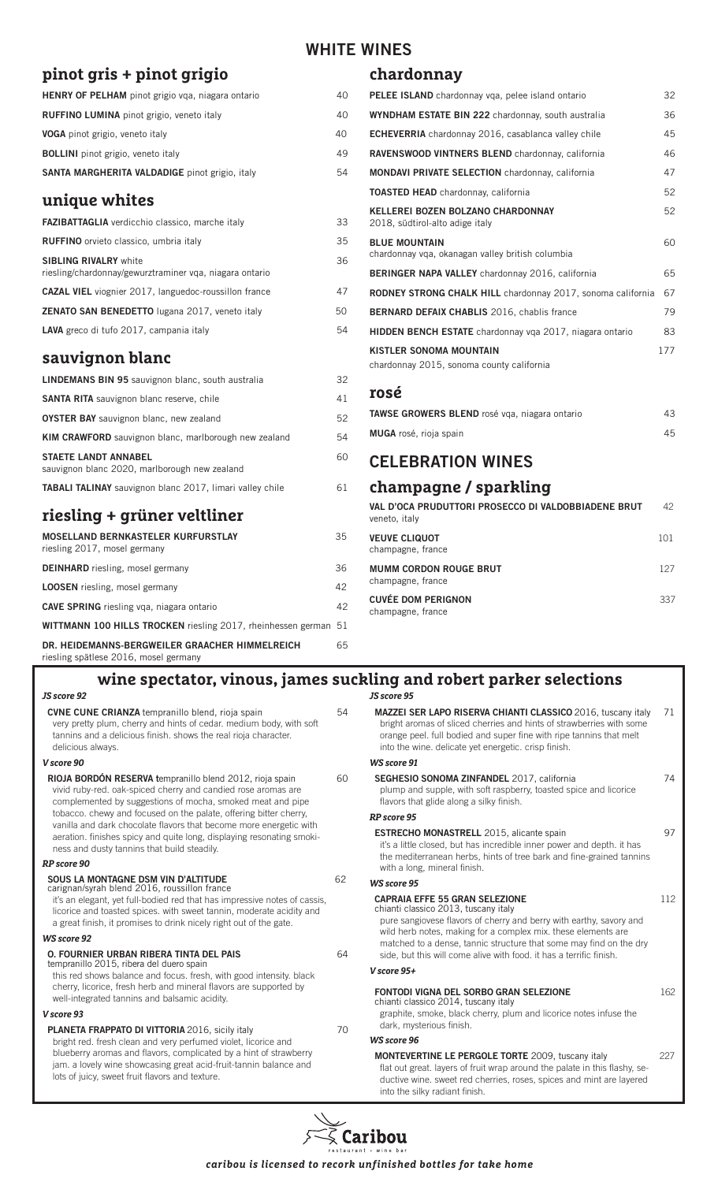# WHITE WINES

## pinot gris + pinot grigio

| | |
|---|---|
| **HENRY OF PELHAM** pinot grigio vqa, niagara ontario | 40 |
| **RUFFINO LUMINA** pinot grigio, veneto italy | 40 |
| **VOGA** pinot grigio, veneto italy | 40 |
| **BOLLINI** pinot grigio, veneto italy | 49 |
| **SANTA MARGHERITA VALDADIGE** pinot grigio, italy | 54 |

## unique whites

| | |
|---|---|
| **FAZIBATTAGLIA** verdicchio classico, marche italy | 33 |
| **RUFFINO** orvieto classico, umbria italy | 35 |
| **SIBLING RIVALRY** white<br>riesling/chardonnay/gewurztraminer vqa, niagara ontario | 36 |
| **CAZAL VIEL** viognier 2017, languedoc-roussillon france | 47 |
| **ZENATO SAN BENEDETTO** lugana 2017, veneto italy | 50 |
| **LAVA** greco di tufo 2017, campania italy | 54 |

## sauvignon blanc

| | |
|---|---|
| **LINDEMANS BIN 95** sauvignon blanc, south australia | 32 |
| **SANTA RITA** sauvignon blanc reserve, chile | 41 |
| **OYSTER BAY** sauvignon blanc, new zealand | 52 |
| **KIM CRAWFORD** sauvignon blanc, marlborough new zealand | 54 |
| **STAETE LANDT ANNABEL**<br>sauvignon blanc 2020, marlborough new zealand | 60 |
| **TABALI TALINAY** sauvignon blanc 2017, limari valley chile | 61 |

## riesling + grüner veltliner

| | |
|---|---|
| **MOSELLAND BERNKASTELER KURFURSTLAY**<br>riesling 2017, mosel germany | 35 |
| **DEINHARD** riesling, mosel germany | 36 |
| **LOOSEN** riesling, mosel germany | 42 |
| **CAVE SPRING** riesling vqa, niagara ontario | 42 |
| **WITTMANN 100 HILLS TROCKEN** riesling 2017, rheinhessen german | 51 |
| **DR. HEIDEMANNS-BERGWEILER GRAACHER HIMMELREICH**<br>riesling spätlese 2016, mosel germany | 65 |

## chardonnay

| | |
|---|---|
| **PELEE ISLAND** chardonnay vqa, pelee island ontario | 32 |
| **WYNDHAM ESTATE BIN 222** chardonnay, south australia | 36 |
| **ECHEVERRIA** chardonnay 2016, casablanca valley chile | 45 |
| **RAVENSWOOD VINTNERS BLEND** chardonnay, california | 46 |
| **MONDAVI PRIVATE SELECTION** chardonnay, california | 47 |
| **TOASTED HEAD** chardonnay, california | 52 |
| **KELLEREI BOZEN BOLZANO CHARDONNAY**<br>2018, südtirol-alto adige italy | 52 |
| **BLUE MOUNTAIN**<br>chardonnay vqa, okanagan valley british columbia | 60 |
| **BERINGER NAPA VALLEY** chardonnay 2016, california | 65 |
| **RODNEY STRONG CHALK HILL** chardonnay 2017, sonoma california | 67 |
| **BERNARD DEFAIX CHABLIS** 2016, chablis france | 79 |
| **HIDDEN BENCH ESTATE** chardonnay vqa 2017, niagara ontario | 83 |
| **KISTLER SONOMA MOUNTAIN**<br>chardonnay 2015, sonoma county california | 177 |

## rosé

| | |
|---|---|
| **TAWSE GROWERS BLEND** rosé vqa, niagara ontario | 43 |
| **MUGA** rosé, rioja spain | 45 |

# CELEBRATION WINES

## champagne / sparkling

| | |
|---|---|
| **VAL D'OCA PRUDUTTORI PROSECCO DI VALDOBBIADENE BRUT**<br>veneto, italy | 42 |
| **VEUVE CLIQUOT**<br>champagne, france | 101 |
| **MUMM CORDON ROUGE BRUT**<br>champagne, france | 127 |
| **CUVÉE DOM PERIGNON**<br>champagne, france | 337 |

## wine spectator, vinous, james suckling and robert parker selections

*JS score 92*

**CVNE CUNE CRIANZA** tempranillo blend, rioja spain — 54
very pretty plum, cherry and hints of cedar. medium body, with soft tannins and a delicious finish. shows the real rioja character. delicious always.

*V score 90*

**RIOJA BORDÓN RESERVA** tempranillo blend 2012, rioja spain — 60
vivid ruby-red. oak-spiced cherry and candied rose aromas are complemented by suggestions of mocha, smoked meat and pipe tobacco. chewy and focused on the palate, offering bitter cherry, vanilla and dark chocolate flavors that become more energetic with aeration. finishes spicy and quite long, displaying resonating smokiness and dusty tannins that build steadily.

*RP score 90*

**SOUS LA MONTAGNE DSM VIN D'ALTITUDE** — 62
carignan/syrah blend 2016, roussillon france
it's an elegant, yet full-bodied red that has impressive notes of cassis, licorice and toasted spices. with sweet tannin, moderate acidity and a great finish, it promises to drink nicely right out of the gate.

*WS score 92*

**O. FOURNIER URBAN RIBERA TINTA DEL PAIS** — 64
tempranillo 2015, ribera del duero spain
this red shows balance and focus. fresh, with good intensity. black cherry, licorice, fresh herb and mineral flavors are supported by well-integrated tannins and balsamic acidity.

*V score 93*

**PLANETA FRAPPATO DI VITTORIA** 2016, sicily italy — 70
bright red. fresh clean and very perfumed violet, licorice and blueberry aromas and flavors, complicated by a hint of strawberry jam. a lovely wine showcasing great acid-fruit-tannin balance and lots of juicy, sweet fruit flavors and texture.

*JS score 95*

**MAZZEI SER LAPO RISERVA CHIANTI CLASSICO** 2016, tuscany italy — 71
bright aromas of sliced cherries and hints of strawberries with some orange peel. full bodied and super fine with ripe tannins that melt into the wine. delicate yet energetic. crisp finish.

*WS score 91*

**SEGHESIO SONOMA ZINFANDEL** 2017, california — 74
plump and supple, with soft raspberry, toasted spice and licorice flavors that glide along a silky finish.

*RP score 95*

**ESTRECHO MONASTRELL** 2015, alicante spain — 97
it's a little closed, but has incredible inner power and depth. it has the mediterranean herbs, hints of tree bark and fine-grained tannins with a long, mineral finish.

*WS score 95*

**CAPRAIA EFFE 55 GRAN SELEZIONE** — 112
chianti classico 2013, tuscany italy
pure sangiovese flavors of cherry and berry with earthy, savory and wild herb notes, making for a complex mix. these elements are matched to a dense, tannic structure that some may find on the dry side, but this will come alive with food. it has a terrific finish.

*V score 95+*

**FONTODI VIGNA DEL SORBO GRAN SELEZIONE** — 162
chianti classico 2014, tuscany italy
graphite, smoke, black cherry, plum and licorice notes infuse the dark, mysterious finish.

*WS score 96*

**MONTEVERTINE LE PERGOLE TORTE** 2009, tuscany italy — 227
flat out great. layers of fruit wrap around the palate in this flashy, seductive wine. sweet red cherries, roses, spices and mint are layered into the silky radiant finish.

Caribou
restaurant + wine bar

*caribou is licensed to recork unfinished bottles for take home*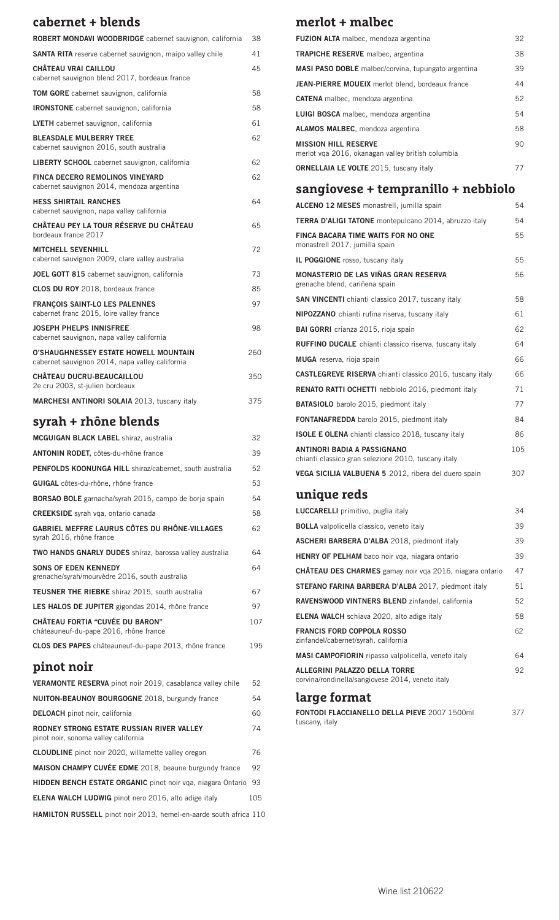## cabernet + blends

| | |
|---|---|
| **ROBERT MONDAVI WOODBRIDGE** cabernet sauvignon, california | 38 |
| **SANTA RITA** reserve cabernet sauvignon, maipo valley chile | 41 |
| **CHÂTEAU VRAI CAILLOU** cabernet sauvignon blend 2017, bordeaux france | 45 |
| **TOM GORE** cabernet sauvignon, california | 58 |
| **IRONSTONE** cabernet sauvignon, california | 58 |
| **LYETH** cabernet sauvignon, california | 61 |
| **BLEASDALE MULBERRY TREE** cabernet sauvignon 2016, south australia | 62 |
| **LIBERTY SCHOOL** cabernet sauvignon, california | 62 |
| **FINCA DECERO REMOLINOS VINEYARD** cabernet sauvignon 2014, mendoza argentina | 62 |
| **HESS SHIRTAIL RANCHES** cabernet sauvignon, napa valley california | 64 |
| **CHÂTEAU PEY LA TOUR RÉSERVE DU CHÂTEAU** bordeaux france 2017 | 65 |
| **MITCHELL SEVENHILL** cabernet sauvignon 2009, clare valley australia | 72 |
| **JOEL GOTT 815** cabernet sauvignon, california | 73 |
| **CLOS DU ROY** 2018, bordeaux france | 85 |
| **FRANÇOIS SAINT-LO LES PALENNES** cabernet franc 2015, loire valley france | 97 |
| **JOSEPH PHELPS INNISFREE** cabernet sauvignon, napa valley california | 98 |
| **O'SHAUGHNESSEY ESTATE HOWELL MOUNTAIN** cabernet sauvignon 2014, napa valley california | 260 |
| **CHÂTEAU DUCRU-BEAUCAILLOU** 2e cru 2003, st-julien bordeaux | 350 |
| **MARCHESI ANTINORI SOLAIA** 2013, tuscany italy | 375 |

## syrah + rhône blends

| | |
|---|---|
| **MCGUIGAN BLACK LABEL** shiraz, australia | 32 |
| **ANTONIN RODET,** côtes-du-rhône france | 39 |
| **PENFOLDS KOONUNGA HILL** shiraz/cabernet, south australia | 52 |
| **GUIGAL** côtes-du-rhône, rhône france | 53 |
| **BORSAO BOLE** garnacha/syrah 2015, campo de borja spain | 54 |
| **CREEKSIDE** syrah vqa, ontario canada | 58 |
| **GABRIEL MEFFRE LAURUS CÔTES DU RHÔNE-VILLAGES** syrah 2016, rhône france | 62 |
| **TWO HANDS GNARLY DUDES** shiraz, barossa valley australia | 64 |
| **SONS OF EDEN KENNEDY** grenache/syrah/mourvèdre 2016, south australia | 64 |
| **TEUSNER THE RIEBKE** shiraz 2015, south australia | 67 |
| **LES HALOS DE JUPITER** gigondas 2014, rhône france | 97 |
| **CHÂTEAU FORTIA "CUVÉE DU BARON"** châteauneuf-du-pape 2016, rhône france | 107 |
| **CLOS DES PAPES** châteauneuf-du-pape 2013, rhône france | 195 |

## pinot noir

| | |
|---|---|
| **VERAMONTE RESERVA** pinot noir 2019, casablanca valley chile | 52 |
| **NUITON-BEAUNOY BOURGOGNE** 2018, burgundy france | 54 |
| **DELOACH** pinot noir, california | 60 |
| **RODNEY STRONG ESTATE RUSSIAN RIVER VALLEY** pinot noir, sonoma valley california | 74 |
| **CLOUDLINE** pinot noir 2020, willamette valley oregon | 76 |
| **MAISON CHAMPY CUVÉE EDME** 2018, beaune burgundy france | 92 |
| **HIDDEN BENCH ESTATE ORGANIC** pinot noir vqa, niagara Ontario | 93 |
| **ELENA WALCH LUDWIG** pinot nero 2016, alto adige italy | 105 |
| **HAMILTON RUSSELL** pinot noir 2013, hemel-en-aarde south africa | 110 |

## merlot + malbec

| | |
|---|---|
| **FUZION ALTA** malbec, mendoza argentina | 32 |
| **TRAPICHE RESERVE** malbec, argentina | 38 |
| **MASI PASO DOBLE** malbec/corvina, tupungato argentina | 39 |
| **JEAN-PIERRE MOUEIX** merlot blend, bordeaux france | 44 |
| **CATENA** malbec, mendoza argentina | 52 |
| **LUIGI BOSCA** malbec, mendoza argentina | 54 |
| **ALAMOS MALBEC**, mendoza argentina | 58 |
| **MISSION HILL RESERVE** merlot vqa 2016, okanagan valley british columbia | 90 |
| **ORNELLAIA LE VOLTE** 2015, tuscany italy | 77 |

## sangiovese + tempranillo + nebbiolo

| | |
|---|---|
| **ALCENO 12 MESES** monastrell, jumilla spain | 54 |
| **TERRA D'ALIGI TATONE** montepulcano 2014, abruzzo italy | 54 |
| **FINCA BACARA TIME WAITS FOR NO ONE** monastrell 2017, jumilla spain | 55 |
| **IL POGGIONE** rosso, tuscany italy | 55 |
| **MONASTERIO DE LAS VIÑAS GRAN RESERVA** grenache blend, cariñena spain | 56 |
| **SAN VINCENTI** chianti classico 2017, tuscany italy | 58 |
| **NIPOZZANO** chianti rufina riserva, tuscany italy | 61 |
| **BAI GORRI** crianza 2015, rioja spain | 62 |
| **RUFFINO DUCALE** chianti classico riserva, tuscany italy | 64 |
| **MUGA** reserva, rioja spain | 66 |
| **CASTLEGREVE RISERVA** chianti classico 2016, tuscany italy | 66 |
| **RENATO RATTI OCHETTI** nebbiolo 2016, piedmont italy | 71 |
| **BATASIOLO** barolo 2015, piedmont italy | 77 |
| **FONTANAFREDDA** barolo 2015, piedmont italy | 84 |
| **ISOLE E OLENA** chianti classico 2018, tuscany italy | 86 |
| **ANTINORI BADIA A PASSIGNANO** chianti classico gran selezione 2010, tuscany italy | 105 |
| **VEGA SICILIA VALBUENA 5** 2012, ribera del duero spain | 307 |

## unique reds

| | |
|---|---|
| **LUCCARELLI** primitivo, puglia italy | 34 |
| **BOLLA** valpolicella classico, veneto italy | 39 |
| **ASCHERI BARBERA D'ALBA** 2018, piedmont italy | 39 |
| **HENRY OF PELHAM** baco noir vqa, niagara ontario | 39 |
| **CHÂTEAU DES CHARMES** gamay noir vqa 2016, niagara ontario | 47 |
| **STEFANO FARINA BARBERA D'ALBA** 2017, piedmont italy | 51 |
| **RAVENSWOOD VINTNERS BLEND** zinfandel, california | 52 |
| **ELENA WALCH** schiava 2020, alto adige italy | 58 |
| **FRANCIS FORD COPPOLA ROSSO** zinfandel/cabernet/syrah, california | 62 |
| **MASI CAMPOFIORIN** ripasso valpolicella, veneto italy | 64 |
| **ALLEGRINI PALAZZO DELLA TORRE** corvina/rondinella/sangiovese 2014, veneto italy | 92 |

## large format

| | |
|---|---|
| **FONTODI FLACCIANELLO DELLA PIEVE** 2007 1500ml tuscany, italy | 377 |

Wine list 210622